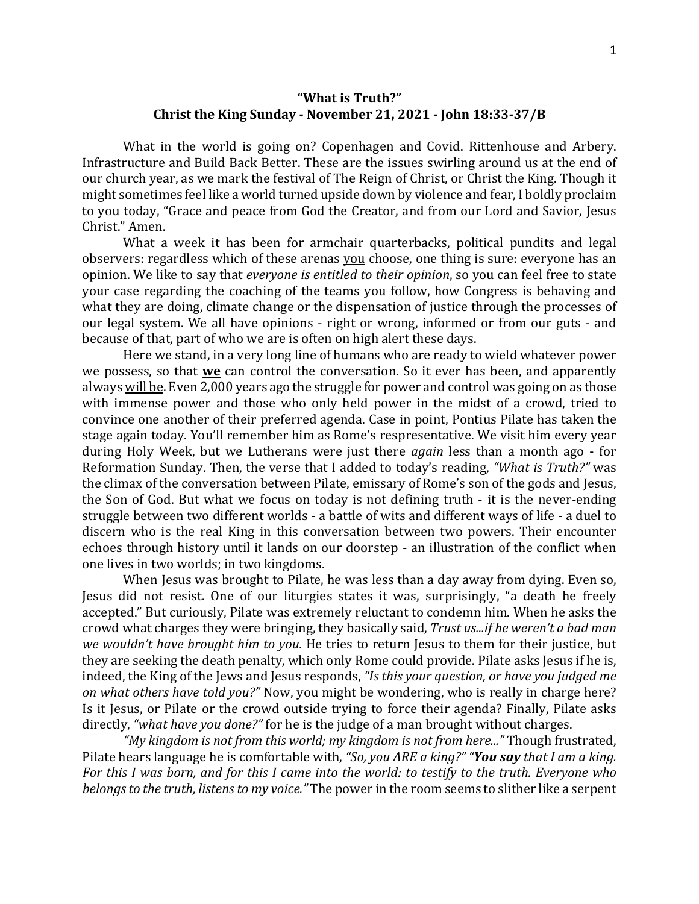# "What is Truth?"

## Christ the King Sunday - November 21, 2021 - John 18:33-37/B

What in the world is going on? Copenhagen and Covid. Rittenhouse and Arbery. Infrastructure and Build Back Better. These are the issues swirling around us at the end of our church year, as we mark the festival of The Reign of Christ, or Christ the King. Though it might sometimes feel like a world turned upside down by violence and fear, I boldly proclaim to you today, "Grace and peace from God the Creator, and from our Lord and Savior, Jesus Christ." Amen.

What a week it has been for armchair quarterbacks, political pundits and legal observers: regardless which of these arenas <u>you</u> choose, one thing is sure: everyone has an opinion. We like to say that *everyone is entitled to their opinion*, so you can feel free to state your case regarding the coaching of the teams you follow, how Congress is behaving and what they are doing, climate change or the dispensation of justice through the processes of our legal system. We all have opinions - right or wrong, informed or from our guts - and because of that, part of who we are is often on high alert these days.

Here we stand, in a very long line of humans who are ready to wield whatever power we possess, so that <u>**we**</u> can control the conversation. So it ever <u>has been</u>, and apparently always <u>will be</u>. Even 2,000 years ago the struggle for power and control was going on as those with immense power and those who only held power in the midst of a crowd, tried to convince one another of their preferred agenda. Case in point, Pontius Pilate has taken the stage again today. You'll remember him as Rome's respresentative. We visit him every year during Holy Week, but we Lutherans were just there *again* less than a month ago - for Reformation Sunday. Then, the verse that I added to today's reading, *"What is Truth?"* was the climax of the conversation between Pilate, emissary of Rome's son of the gods and Jesus, the Son of God. But what we focus on today is not defining truth - it is the never-ending struggle between two different worlds - a battle of wits and different ways of life - a duel to discern who is the real King in this conversation between two powers. Their encounter echoes through history until it lands on our doorstep - an illustration of the conflict when one lives in two worlds; in two kingdoms.

When Jesus was brought to Pilate, he was less than a day away from dying. Even so, Jesus did not resist. One of our liturgies states it was, surprisingly, "a death he freely accepted." But curiously, Pilate was extremely reluctant to condemn him. When he asks the crowd what charges they were bringing, they basically said, *Trust us...if he weren't a bad man we wouldn't have brought him to you.* He tries to return Jesus to them for their justice, but they are seeking the death penalty, which only Rome could provide. Pilate asks Jesus if he is, indeed, the King of the Jews and Jesus responds, *"Is this your question, or have you judged me on what others have told you?"* Now, you might be wondering, who is really in charge here? Is it Jesus, or Pilate or the crowd outside trying to force their agenda? Finally, Pilate asks directly, *"what have you done?"* for he is the judge of a man brought without charges.

*"My kingdom is not from this world; my kingdom is not from here..."* Though frustrated, Pilate hears language he is comfortable with, *"So, you ARE a king?"* *"**You say** that I am a king. For this I was born, and for this I came into the world: to testify to the truth. Everyone who belongs to the truth, listens to my voice."* The power in the room seems to slither like a serpent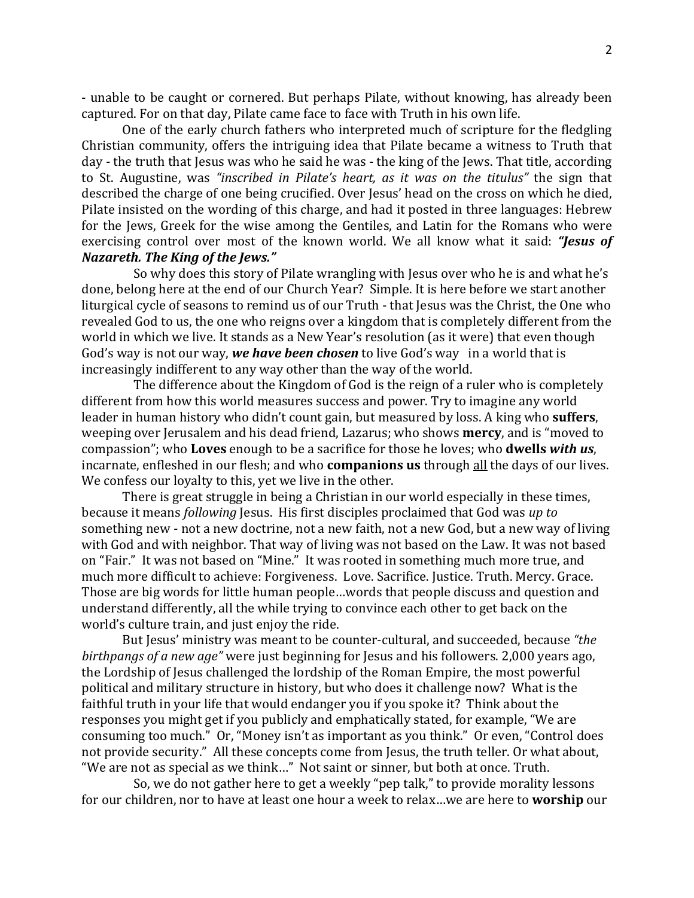- unable to be caught or cornered. But perhaps Pilate, without knowing, has already been captured. For on that day, Pilate came face to face with Truth in his own life.

One of the early church fathers who interpreted much of scripture for the fledgling Christian community, offers the intriguing idea that Pilate became a witness to Truth that day - the truth that Jesus was who he said he was - the king of the Jews. That title, according to St. Augustine, was *"inscribed in Pilate's heart, as it was on the titulus"* the sign that described the charge of one being crucified. Over Jesus' head on the cross on which he died, Pilate insisted on the wording of this charge, and had it posted in three languages: Hebrew for the Jews, Greek for the wise among the Gentiles, and Latin for the Romans who were exercising control over most of the known world. We all know what it said: ***"Jesus of Nazareth. The King of the Jews."***

So why does this story of Pilate wrangling with Jesus over who he is and what he's done, belong here at the end of our Church Year? Simple. It is here before we start another liturgical cycle of seasons to remind us of our Truth - that Jesus was the Christ, the One who revealed God to us, the one who reigns over a kingdom that is completely different from the world in which we live. It stands as a New Year's resolution (as it were) that even though God's way is not our way, ***we have been chosen*** to live God's way in a world that is increasingly indifferent to any way other than the way of the world.

The difference about the Kingdom of God is the reign of a ruler who is completely different from how this world measures success and power. Try to imagine any world leader in human history who didn't count gain, but measured by loss. A king who **suffers**, weeping over Jerusalem and his dead friend, Lazarus; who shows **mercy**, and is "moved to compassion"; who **Loves** enough to be a sacrifice for those he loves; who **dwells** ***with us***, incarnate, enfleshed in our flesh; and who **companions us** through <u>all</u> the days of our lives. We confess our loyalty to this, yet we live in the other.

There is great struggle in being a Christian in our world especially in these times, because it means *following* Jesus. His first disciples proclaimed that God was *up to* something new - not a new doctrine, not a new faith, not a new God, but a new way of living with God and with neighbor. That way of living was not based on the Law. It was not based on "Fair." It was not based on "Mine." It was rooted in something much more true, and much more difficult to achieve: Forgiveness. Love. Sacrifice. Justice. Truth. Mercy. Grace. Those are big words for little human people…words that people discuss and question and understand differently, all the while trying to convince each other to get back on the world's culture train, and just enjoy the ride.

But Jesus' ministry was meant to be counter-cultural, and succeeded, because *"the birthpangs of a new age"* were just beginning for Jesus and his followers. 2,000 years ago, the Lordship of Jesus challenged the lordship of the Roman Empire, the most powerful political and military structure in history, but who does it challenge now? What is the faithful truth in your life that would endanger you if you spoke it? Think about the responses you might get if you publicly and emphatically stated, for example, "We are consuming too much." Or, "Money isn't as important as you think." Or even, "Control does not provide security." All these concepts come from Jesus, the truth teller. Or what about, "We are not as special as we think…" Not saint or sinner, but both at once. Truth.

So, we do not gather here to get a weekly "pep talk," to provide morality lessons for our children, nor to have at least one hour a week to relax…we are here to **worship** our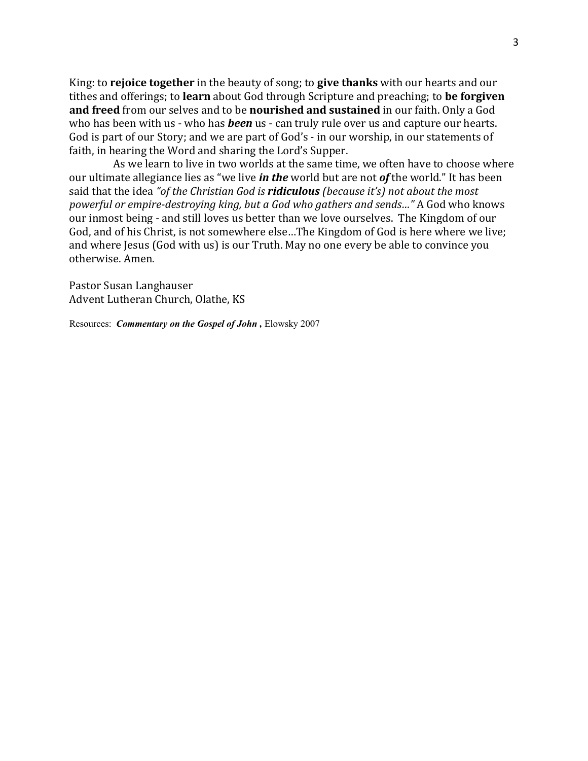King: to **rejoice together** in the beauty of song; to **give thanks** with our hearts and our tithes and offerings; to **learn** about God through Scripture and preaching; to **be forgiven and freed** from our selves and to be **nourished and sustained** in our faith. Only a God who has been with us - who has ***been*** us - can truly rule over us and capture our hearts. God is part of our Story; and we are part of God's - in our worship, in our statements of faith, in hearing the Word and sharing the Lord's Supper.

As we learn to live in two worlds at the same time, we often have to choose where our ultimate allegiance lies as "we live ***in the*** world but are not ***of*** the world." It has been said that the idea *"of the Christian God is **ridiculous** (because it's) not about the most powerful or empire-destroying king, but a God who gathers and sends…"* A God who knows our inmost being - and still loves us better than we love ourselves. The Kingdom of our God, and of his Christ, is not somewhere else…The Kingdom of God is here where we live; and where Jesus (God with us) is our Truth. May no one every be able to convince you otherwise. Amen.

Pastor Susan Langhauser
Advent Lutheran Church, Olathe, KS

Resources: ***Commentary on the Gospel of John*** **,** Elowsky 2007